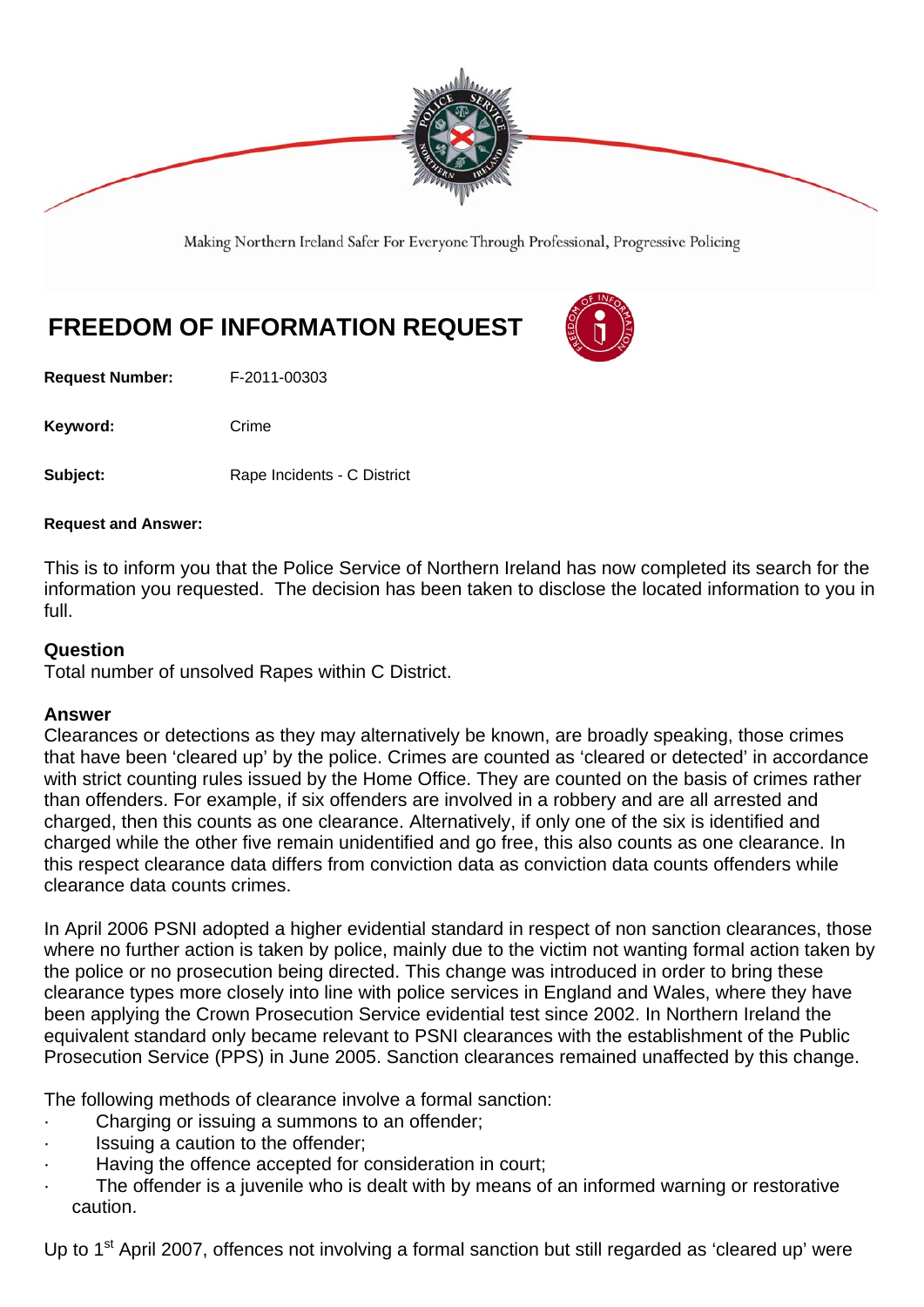Making Northern Ireland Safer For Everyone Through Professional, Progressive Policing

# FREEDOM OF INFORMATION REQUEST

**Request Number:** F-2011-00303

**Keyword:** Crime

**Subject:** Rape Incidents - C District

**Request and Answer:**

This is to inform you that the Police Service of Northern Ireland has now completed its search for the information you requested. The decision has been taken to disclose the located information to you in full.

## Question

Total number of unsolved Rapes within C District.

## Answer

Clearances or detections as they may alternatively be known, are broadly speaking, those crimes that have been 'cleared up' by the police. Crimes are counted as 'cleared or detected' in accordance with strict counting rules issued by the Home Office. They are counted on the basis of crimes rather than offenders. For example, if six offenders are involved in a robbery and are all arrested and charged, then this counts as one clearance. Alternatively, if only one of the six is identified and charged while the other five remain unidentified and go free, this also counts as one clearance. In this respect clearance data differs from conviction data as conviction data counts offenders while clearance data counts crimes.

In April 2006 PSNI adopted a higher evidential standard in respect of non sanction clearances, those where no further action is taken by police, mainly due to the victim not wanting formal action taken by the police or no prosecution being directed. This change was introduced in order to bring these clearance types more closely into line with police services in England and Wales, where they have been applying the Crown Prosecution Service evidential test since 2002. In Northern Ireland the equivalent standard only became relevant to PSNI clearances with the establishment of the Public Prosecution Service (PPS) in June 2005. Sanction clearances remained unaffected by this change.

The following methods of clearance involve a formal sanction:

- Charging or issuing a summons to an offender;
- Issuing a caution to the offender;
- Having the offence accepted for consideration in court;
- The offender is a juvenile who is dealt with by means of an informed warning or restorative caution.

Up to 1st April 2007, offences not involving a formal sanction but still regarded as 'cleared up' were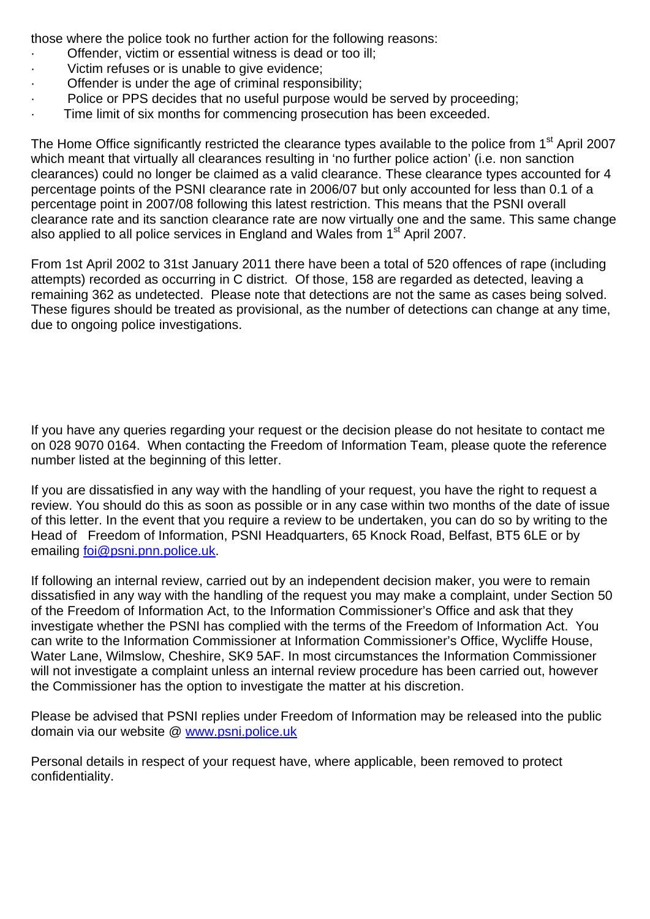those where the police took no further action for the following reasons:

- Offender, victim or essential witness is dead or too ill;
- Victim refuses or is unable to give evidence;
- Offender is under the age of criminal responsibility;
- Police or PPS decides that no useful purpose would be served by proceeding;
- Time limit of six months for commencing prosecution has been exceeded.

The Home Office significantly restricted the clearance types available to the police from 1st April 2007 which meant that virtually all clearances resulting in 'no further police action' (i.e. non sanction clearances) could no longer be claimed as a valid clearance. These clearance types accounted for 4 percentage points of the PSNI clearance rate in 2006/07 but only accounted for less than 0.1 of a percentage point in 2007/08 following this latest restriction. This means that the PSNI overall clearance rate and its sanction clearance rate are now virtually one and the same. This same change also applied to all police services in England and Wales from 1st April 2007.

From 1st April 2002 to 31st January 2011 there have been a total of 520 offences of rape (including attempts) recorded as occurring in C district. Of those, 158 are regarded as detected, leaving a remaining 362 as undetected. Please note that detections are not the same as cases being solved. These figures should be treated as provisional, as the number of detections can change at any time, due to ongoing police investigations.

If you have any queries regarding your request or the decision please do not hesitate to contact me on 028 9070 0164. When contacting the Freedom of Information Team, please quote the reference number listed at the beginning of this letter.

If you are dissatisfied in any way with the handling of your request, you have the right to request a review. You should do this as soon as possible or in any case within two months of the date of issue of this letter. In the event that you require a review to be undertaken, you can do so by writing to the Head of Freedom of Information, PSNI Headquarters, 65 Knock Road, Belfast, BT5 6LE or by emailing foi@psni.pnn.police.uk.

If following an internal review, carried out by an independent decision maker, you were to remain dissatisfied in any way with the handling of the request you may make a complaint, under Section 50 of the Freedom of Information Act, to the Information Commissioner's Office and ask that they investigate whether the PSNI has complied with the terms of the Freedom of Information Act. You can write to the Information Commissioner at Information Commissioner's Office, Wycliffe House, Water Lane, Wilmslow, Cheshire, SK9 5AF. In most circumstances the Information Commissioner will not investigate a complaint unless an internal review procedure has been carried out, however the Commissioner has the option to investigate the matter at his discretion.

Please be advised that PSNI replies under Freedom of Information may be released into the public domain via our website @ www.psni.police.uk

Personal details in respect of your request have, where applicable, been removed to protect confidentiality.